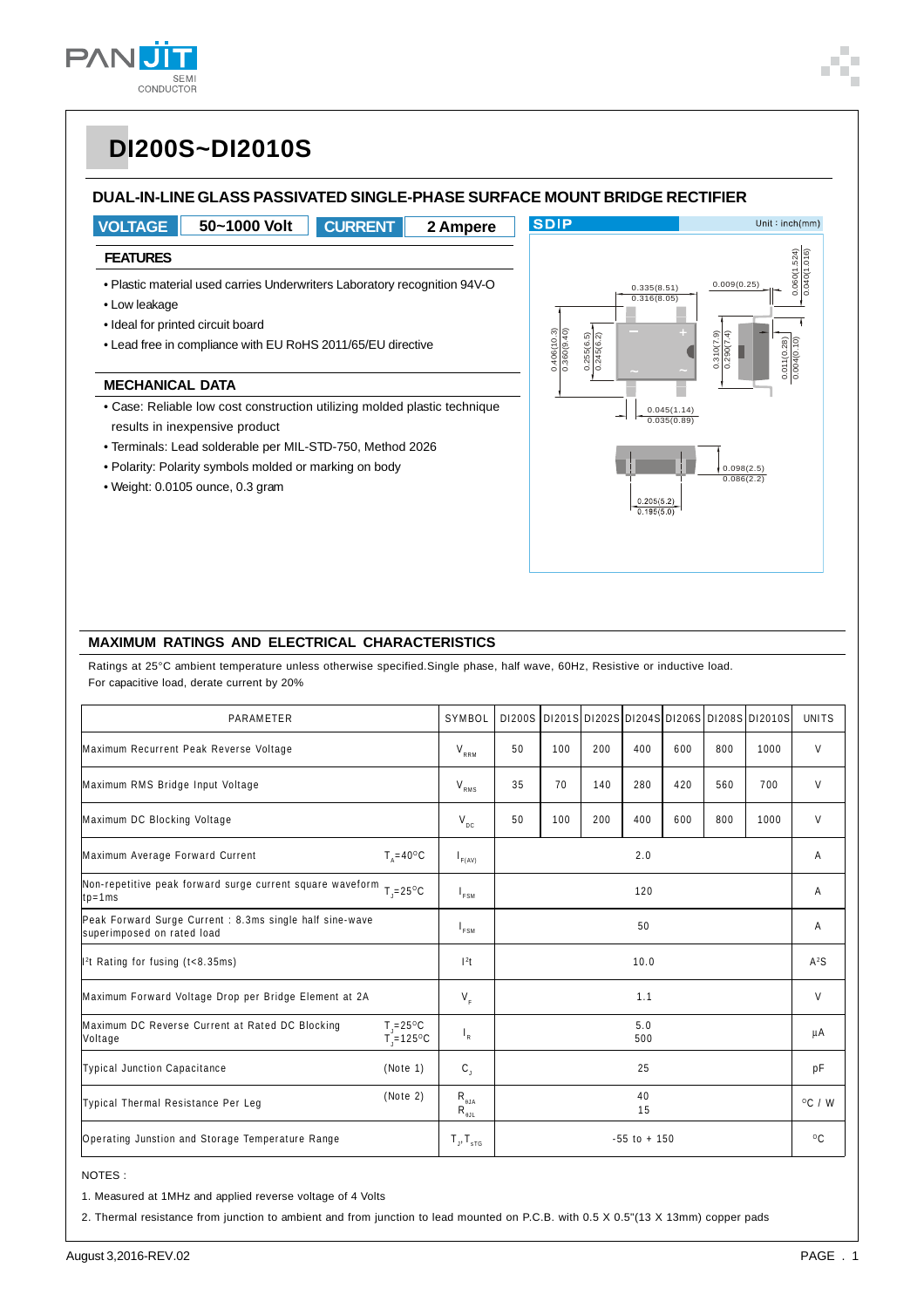# DI200S~DI2010S

## DUAL-IN-LINE GLASS PASSIVATED SINGLE-PHASE SURFACE MOUNT BRIDGE RECTIFIER

| VOLTAGE | 50~1000 Volt | CURRENT | 2 Ampere |
|---|---|---|---|

### FEATURES

- Plastic material used carries Underwriters Laboratory recognition 94V-O
- Low leakage
- Ideal for printed circuit board
- Lead free in compliance with EU RoHS 2011/65/EU directive

### MECHANICAL DATA

- Case: Reliable low cost construction utilizing molded plastic technique results in inexpensive product
- Terminals: Lead solderable per MIL-STD-750, Method 2026
- Polarity: Polarity symbols molded or marking on body
- Weight: 0.0105 ounce, 0.3 gram

SDIP — Unit : inch(mm)

## MAXIMUM RATINGS AND ELECTRICAL CHARACTERISTICS

Ratings at 25°C ambient temperature unless otherwise specified.Single phase, half wave, 60Hz, Resistive or inductive load.
For capacitive load, derate current by 20%

| PARAMETER | | SYMBOL | DI200S | DI201S | DI202S | DI204S | DI206S | DI208S | DI2010S | UNITS |
|---|---|---|---|---|---|---|---|---|---|---|
| Maximum Recurrent Peak Reverse Voltage | | $V_{RRM}$ | 50 | 100 | 200 | 400 | 600 | 800 | 1000 | V |
| Maximum RMS Bridge Input Voltage | | $V_{RMS}$ | 35 | 70 | 140 | 280 | 420 | 560 | 700 | V |
| Maximum DC Blocking Voltage | | $V_{DC}$ | 50 | 100 | 200 | 400 | 600 | 800 | 1000 | V |
| Maximum Average Forward Current | $T_A$=40°C | $I_{F(AV)}$ | 2.0 | | | | | | | A |
| Non-repetitive peak forward surge current square waveform tp=1ms | $T_J$=25°C | $I_{FSM}$ | 120 | | | | | | | A |
| Peak Forward Surge Current : 8.3ms single half sine-wave superimposed on rated load | | $I_{FSM}$ | 50 | | | | | | | A |
| $I^2t$ Rating for fusing (t<8.35ms) | | $I^2t$ | 10.0 | | | | | | | $A^2S$ |
| Maximum Forward Voltage Drop per Bridge Element at 2A | | $V_F$ | 1.1 | | | | | | | V |
| Maximum DC Reverse Current at Rated DC Blocking Voltage | $T_J$=25°C<br>$T_J$=125°C | $I_R$ | 5.0<br>500 | | | | | | | µA |
| Typical Junction Capacitance | (Note 1) | $C_J$ | 25 | | | | | | | pF |
| Typical Thermal Resistance Per Leg | (Note 2) | $R_{θJA}$<br>$R_{θJL}$ | 40<br>15 | | | | | | | °C / W |
| Operating Junstion and Storage Temperature Range | | $T_J, T_{STG}$ | -55 to + 150 | | | | | | | °C |

NOTES :

1. Measured at 1MHz and applied reverse voltage of 4 Volts
2. Thermal resistance from junction to ambient and from junction to lead mounted on P.C.B. with 0.5 X 0.5"(13 X 13mm) copper pads

August 3,2016-REV.02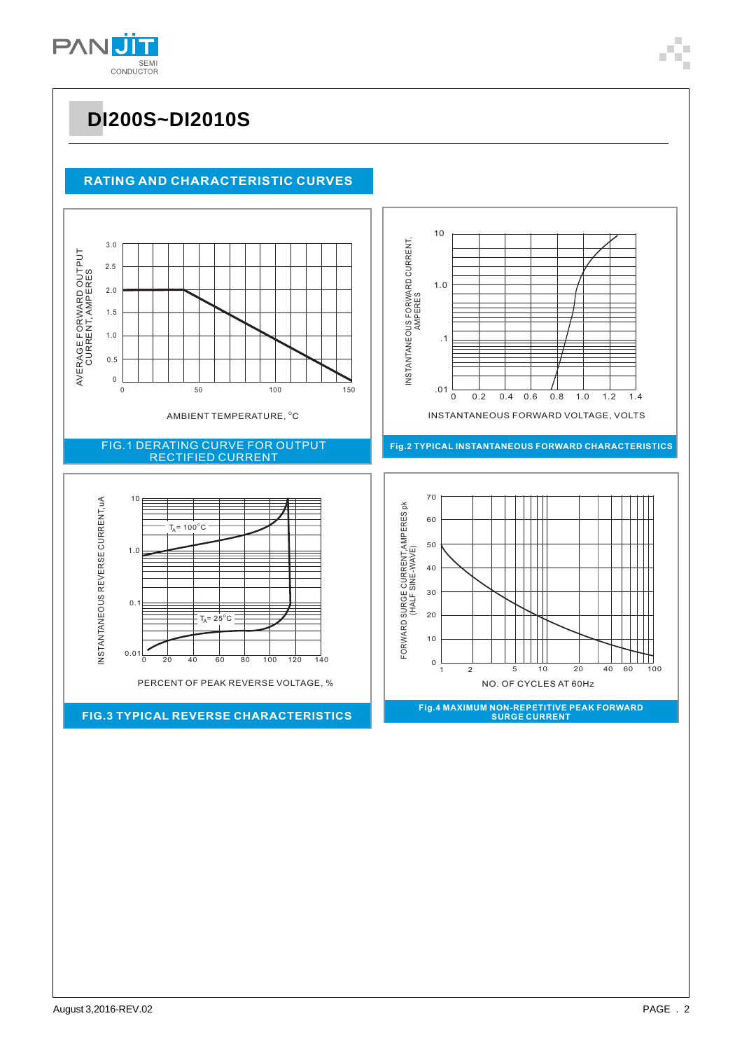# DI200S~DI2010S

## RATING AND CHARACTERISTIC CURVES

AVERAGE FORWARD OUTPUT CURRENT, AMPERES

3.0
2.5
2.0
1.5
1.0
0.5
0

0 50 100 150

AMBIENT TEMPERATURE, °C

FIG.1 DERATING CURVE FOR OUTPUT RECTIFIED CURRENT

INSTANTANEOUS FORWARD CURRENT, AMPERES

10
1.0
.1
.01

0 0.2 0.4 0.6 0.8 1.0 1.2 1.4

INSTANTANEOUS FORWARD VOLTAGE, VOLTS

Fig.2 TYPICAL INSTANTANEOUS FORWARD CHARACTERISTICS

INSTANTANEOUS REVERSE CURRENT, uA

10
1.0
0.1
0.01

$T_A$= 100°C

$T_A$= 25°C

0 20 40 60 80 100 120 140

PERCENT OF PEAK REVERSE VOLTAGE, %

FIG.3 TYPICAL REVERSE CHARACTERISTICS

FORWARD SURGE CURRENT,AMPERES pk (HALF SINE-WAVE)

70
60
50
40
30
20
10
0

1 2 5 10 20 40 60 100

NO. OF CYCLES AT 60Hz

Fig.4 MAXIMUM NON-REPETITIVE PEAK FORWARD SURGE CURRENT

August 3,2016-REV.02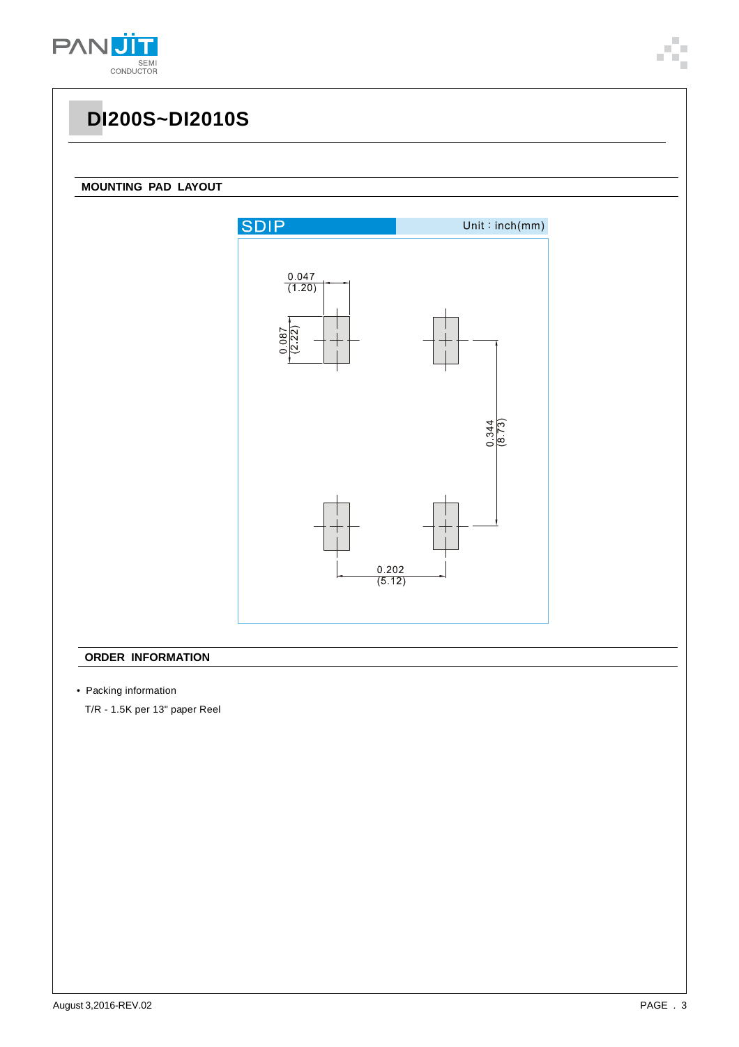# DI200S~DI2010S

## MOUNTING PAD LAYOUT

SDIP

Unit : inch(mm)

0.047 (1.20)

0.087 (2.22)

0.344 (8.73)

0.202 (5.12)

## ORDER INFORMATION

- Packing information

T/R - 1.5K per 13" paper Reel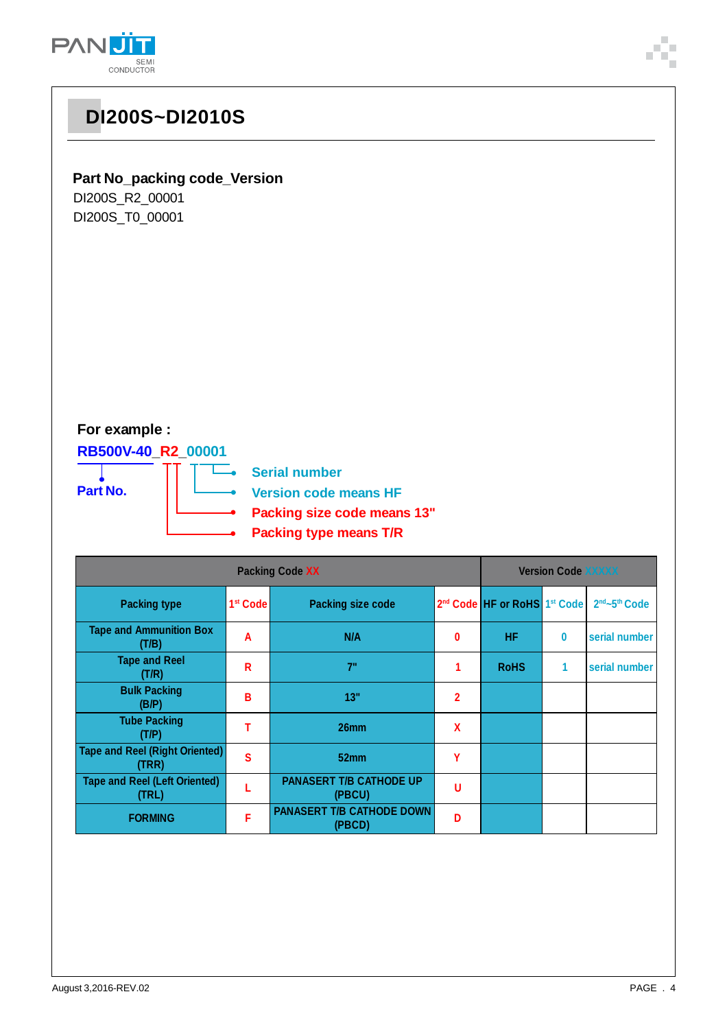# DI200S~DI2010S

**Part No_packing code_Version**

DI200S_R2_00001

DI200S_T0_00001

**For example :**

**RB500V-40_R2_00001**

**Part No.**

- **Serial number**
- **Version code means HF**
- **Packing size code means 13"**
- **Packing type means T/R**

| Packing Code XX | | | | Version Code XXXXX | | |
|---|---|---|---|---|---|---|
| Packing type | 1st Code | Packing size code | 2nd Code | HF or RoHS | 1st Code | 2nd~5th Code |
| Tape and Ammunition Box (T/B) | A | N/A | 0 | HF | 0 | serial number |
| Tape and Reel (T/R) | R | 7" | 1 | RoHS | 1 | serial number |
| Bulk Packing (B/P) | B | 13" | 2 | | | |
| Tube Packing (T/P) | T | 26mm | X | | | |
| Tape and Reel (Right Oriented) (TRR) | S | 52mm | Y | | | |
| Tape and Reel (Left Oriented) (TRL) | L | PANASERT T/B CATHODE UP (PBCU) | U | | | |
| FORMING | F | PANASERT T/B CATHODE DOWN (PBCD) | D | | | |

August 3,2016-REV.02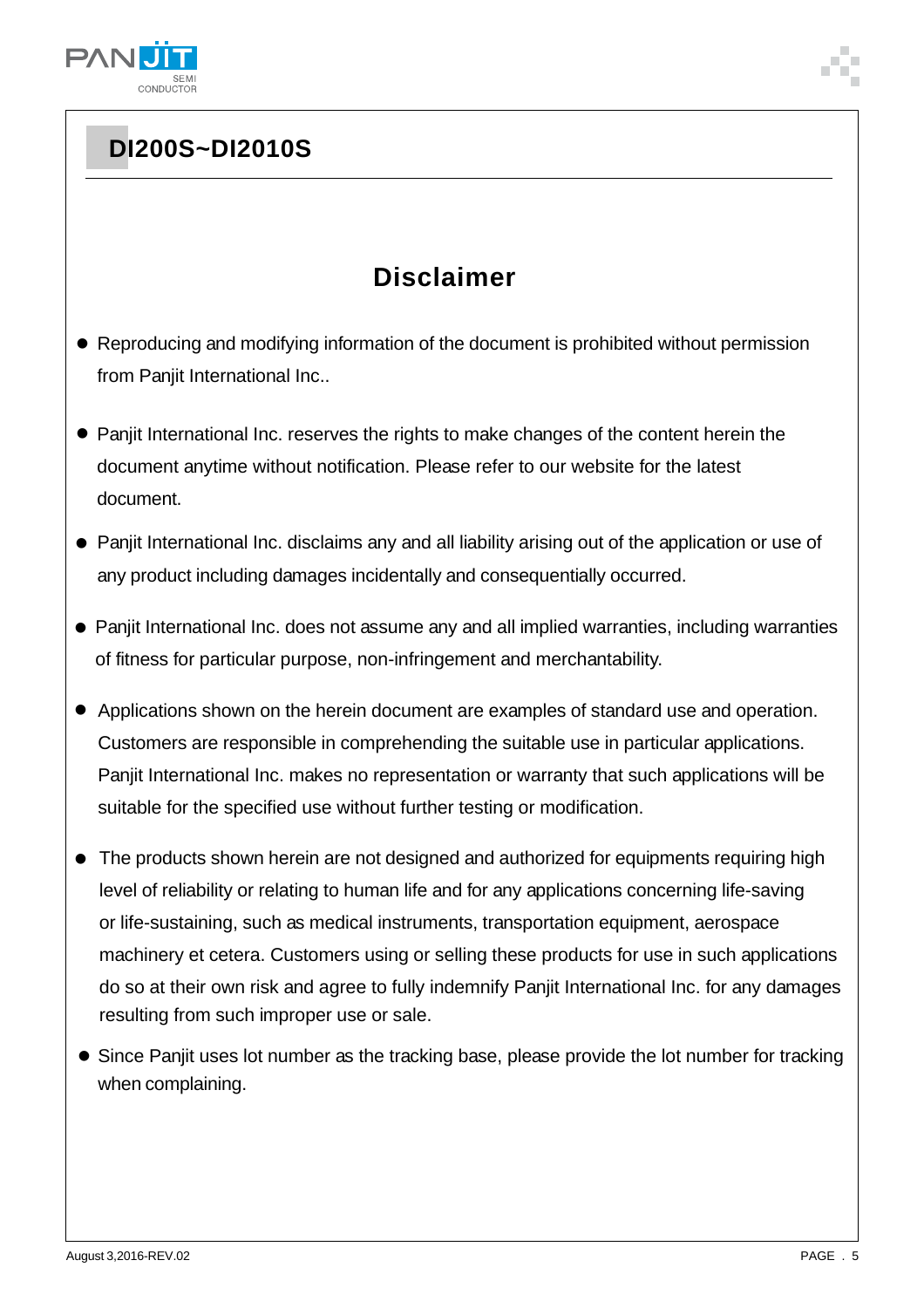# DI200S~DI2010S

## Disclaimer

- Reproducing and modifying information of the document is prohibited without permission from Panjit International Inc..
- Panjit International Inc. reserves the rights to make changes of the content herein the document anytime without notification. Please refer to our website for the latest document.
- Panjit International Inc. disclaims any and all liability arising out of the application or use of any product including damages incidentally and consequentially occurred.
- Panjit International Inc. does not assume any and all implied warranties, including warranties of fitness for particular purpose, non-infringement and merchantability.
- Applications shown on the herein document are examples of standard use and operation. Customers are responsible in comprehending the suitable use in particular applications. Panjit International Inc. makes no representation or warranty that such applications will be suitable for the specified use without further testing or modification.
- The products shown herein are not designed and authorized for equipments requiring high level of reliability or relating to human life and for any applications concerning life-saving or life-sustaining, such as medical instruments, transportation equipment, aerospace machinery et cetera. Customers using or selling these products for use in such applications do so at their own risk and agree to fully indemnify Panjit International Inc. for any damages resulting from such improper use or sale.
- Since Panjit uses lot number as the tracking base, please provide the lot number for tracking when complaining.

August 3,2016-REV.02